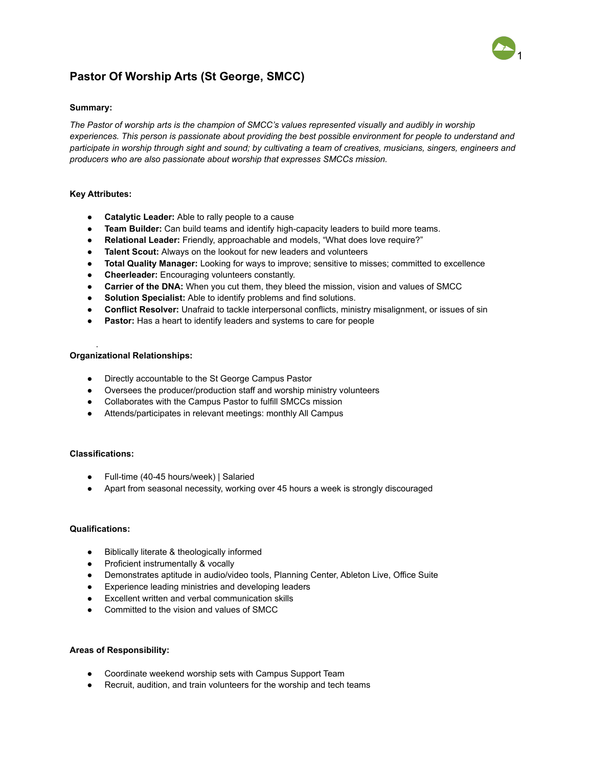# Pastor Of Worship Arts (St George, SMCC)

**Summary:**

*The Pastor of worship arts is the champion of SMCC's values represented visually and audibly in worship experiences. This person is passionate about providing the best possible environment for people to understand and participate in worship through sight and sound; by cultivating a team of creatives, musicians, singers, engineers and producers who are also passionate about worship that expresses SMCCs mission.*

**Key Attributes:**

- **Catalytic Leader:** Able to rally people to a cause
- **Team Builder:** Can build teams and identify high-capacity leaders to build more teams.
- **Relational Leader:** Friendly, approachable and models, "What does love require?"
- **Talent Scout:** Always on the lookout for new leaders and volunteers
- **Total Quality Manager:** Looking for ways to improve; sensitive to misses; committed to excellence
- **Cheerleader:** Encouraging volunteers constantly.
- **Carrier of the DNA:** When you cut them, they bleed the mission, vision and values of SMCC
- **Solution Specialist:** Able to identify problems and find solutions.
- **Conflict Resolver:** Unafraid to tackle interpersonal conflicts, ministry misalignment, or issues of sin
- **Pastor:** Has a heart to identify leaders and systems to care for people

**Organizational Relationships:**

- Directly accountable to the St George Campus Pastor
- Oversees the producer/production staff and worship ministry volunteers
- Collaborates with the Campus Pastor to fulfill SMCCs mission
- Attends/participates in relevant meetings: monthly All Campus

**Classifications:**

- Full-time (40-45 hours/week) | Salaried
- Apart from seasonal necessity, working over 45 hours a week is strongly discouraged

**Qualifications:**

- Biblically literate & theologically informed
- Proficient instrumentally & vocally
- Demonstrates aptitude in audio/video tools, Planning Center, Ableton Live, Office Suite
- Experience leading ministries and developing leaders
- Excellent written and verbal communication skills
- Committed to the vision and values of SMCC

**Areas of Responsibility:**

- Coordinate weekend worship sets with Campus Support Team
- Recruit, audition, and train volunteers for the worship and tech teams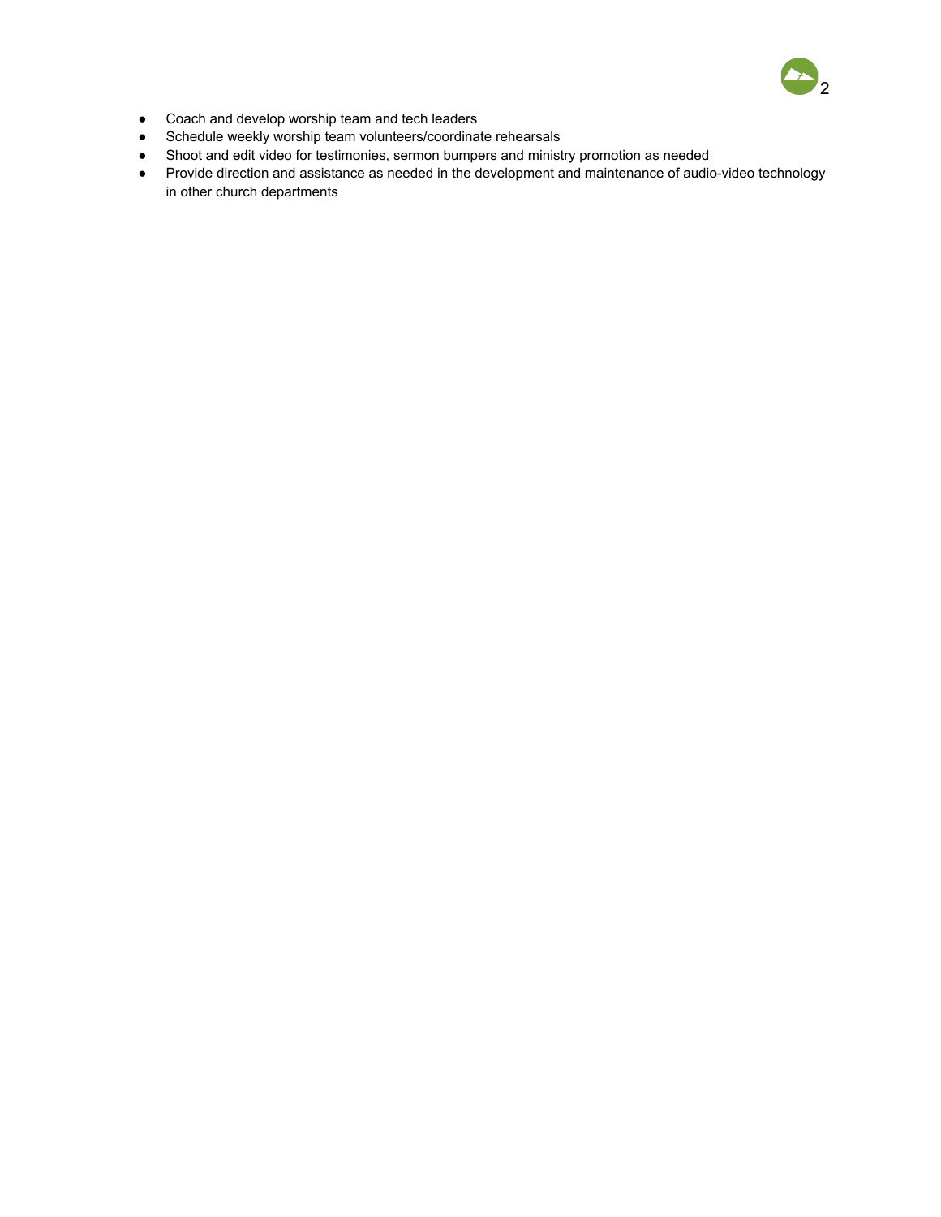- Coach and develop worship team and tech leaders
- Schedule weekly worship team volunteers/coordinate rehearsals
- Shoot and edit video for testimonies, sermon bumpers and ministry promotion as needed
- Provide direction and assistance as needed in the development and maintenance of audio-video technology in other church departments